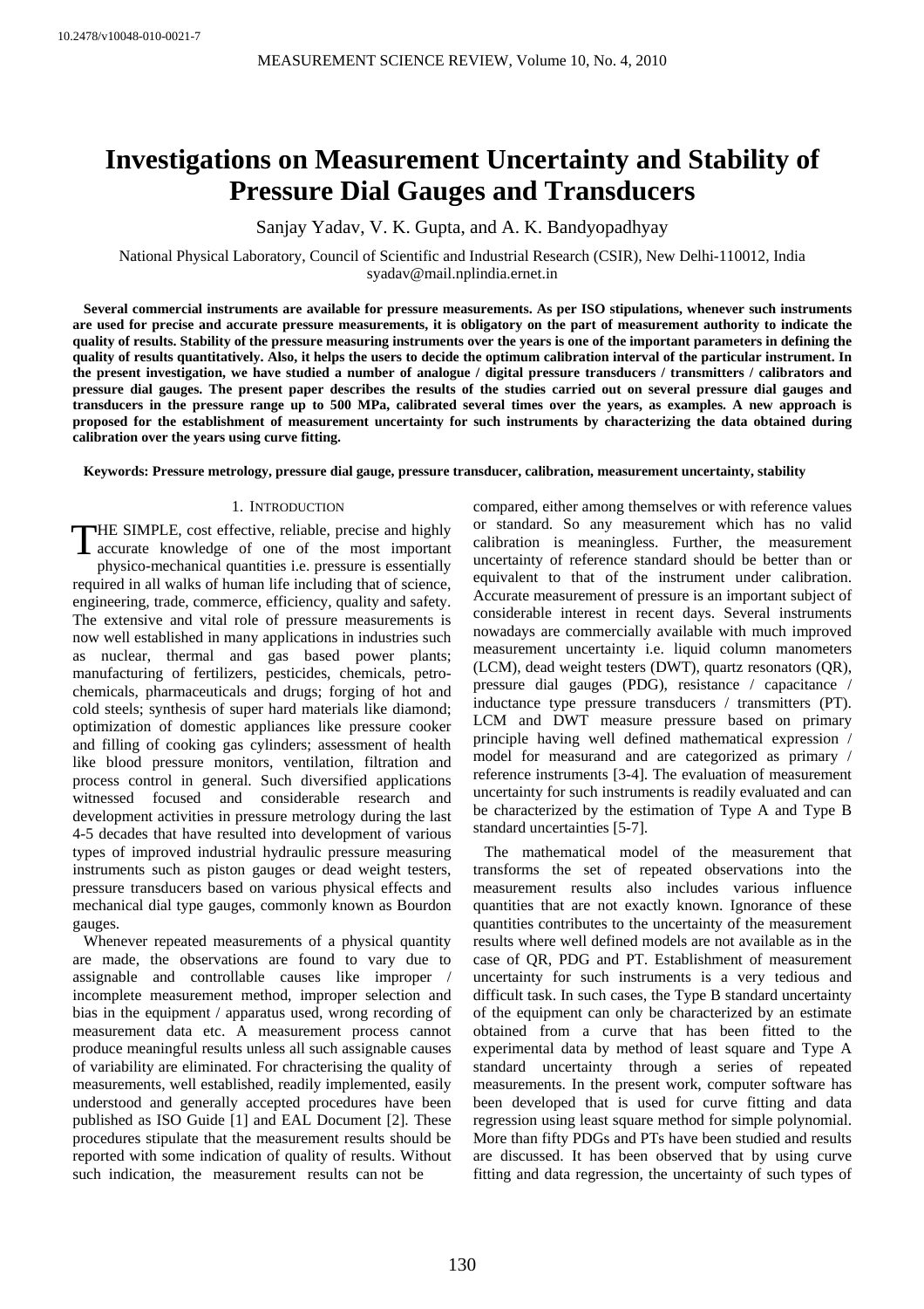10.2478/v10048-010-0021-7

# Investigations on Measurement Uncertainty and Stability of Pressure Dial Gauges and Transducers

Sanjay Yadav, V. K. Gupta, and A. K. Bandyopadhyay

National Physical Laboratory, Council of Scientific and Industrial Research (CSIR), New Delhi-110012, India
syadav@mail.nplindia.ernet.in

**Several commercial instruments are available for pressure measurements. As per ISO stipulations, whenever such instruments are used for precise and accurate pressure measurements, it is obligatory on the part of measurement authority to indicate the quality of results. Stability of the pressure measuring instruments over the years is one of the important parameters in defining the quality of results quantitatively. Also, it helps the users to decide the optimum calibration interval of the particular instrument. In the present investigation, we have studied a number of analogue / digital pressure transducers / transmitters / calibrators and pressure dial gauges. The present paper describes the results of the studies carried out on several pressure dial gauges and transducers in the pressure range up to 500 MPa, calibrated several times over the years, as examples. A new approach is proposed for the establishment of measurement uncertainty for such instruments by characterizing the data obtained during calibration over the years using curve fitting.**

**Keywords: Pressure metrology, pressure dial gauge, pressure transducer, calibration, measurement uncertainty, stability**

## 1. Introduction

THE SIMPLE, cost effective, reliable, precise and highly accurate knowledge of one of the most important physico-mechanical quantities i.e. pressure is essentially required in all walks of human life including that of science, engineering, trade, commerce, efficiency, quality and safety. The extensive and vital role of pressure measurements is now well established in many applications in industries such as nuclear, thermal and gas based power plants; manufacturing of fertilizers, pesticides, chemicals, petro-chemicals, pharmaceuticals and drugs; forging of hot and cold steels; synthesis of super hard materials like diamond; optimization of domestic appliances like pressure cooker and filling of cooking gas cylinders; assessment of health like blood pressure monitors, ventilation, filtration and process control in general. Such diversified applications witnessed focused and considerable research and development activities in pressure metrology during the last 4-5 decades that have resulted into development of various types of improved industrial hydraulic pressure measuring instruments such as piston gauges or dead weight testers, pressure transducers based on various physical effects and mechanical dial type gauges, commonly known as Bourdon gauges.

Whenever repeated measurements of a physical quantity are made, the observations are found to vary due to assignable and controllable causes like improper / incomplete measurement method, improper selection and bias in the equipment / apparatus used, wrong recording of measurement data etc. A measurement process cannot produce meaningful results unless all such assignable causes of variability are eliminated. For chracterising the quality of measurements, well established, readily implemented, easily understood and generally accepted procedures have been published as ISO Guide [1] and EAL Document [2]. These procedures stipulate that the measurement results should be reported with some indication of quality of results. Without such indication, the measurement results can not be compared, either among themselves or with reference values or standard. So any measurement which has no valid calibration is meaningless. Further, the measurement uncertainty of reference standard should be better than or equivalent to that of the instrument under calibration. Accurate measurement of pressure is an important subject of considerable interest in recent days. Several instruments nowadays are commercially available with much improved measurement uncertainty i.e. liquid column manometers (LCM), dead weight testers (DWT), quartz resonators (QR), pressure dial gauges (PDG), resistance / capacitance / inductance type pressure transducers / transmitters (PT). LCM and DWT measure pressure based on primary principle having well defined mathematical expression / model for measurand and are categorized as primary / reference instruments [3-4]. The evaluation of measurement uncertainty for such instruments is readily evaluated and can be characterized by the estimation of Type A and Type B standard uncertainties [5-7].

The mathematical model of the measurement that transforms the set of repeated observations into the measurement results also includes various influence quantities that are not exactly known. Ignorance of these quantities contributes to the uncertainty of the measurement results where well defined models are not available as in the case of QR, PDG and PT. Establishment of measurement uncertainty for such instruments is a very tedious and difficult task. In such cases, the Type B standard uncertainty of the equipment can only be characterized by an estimate obtained from a curve that has been fitted to the experimental data by method of least square and Type A standard uncertainty through a series of repeated measurements. In the present work, computer software has been developed that is used for curve fitting and data regression using least square method for simple polynomial. More than fifty PDGs and PTs have been studied and results are discussed. It has been observed that by using curve fitting and data regression, the uncertainty of such types of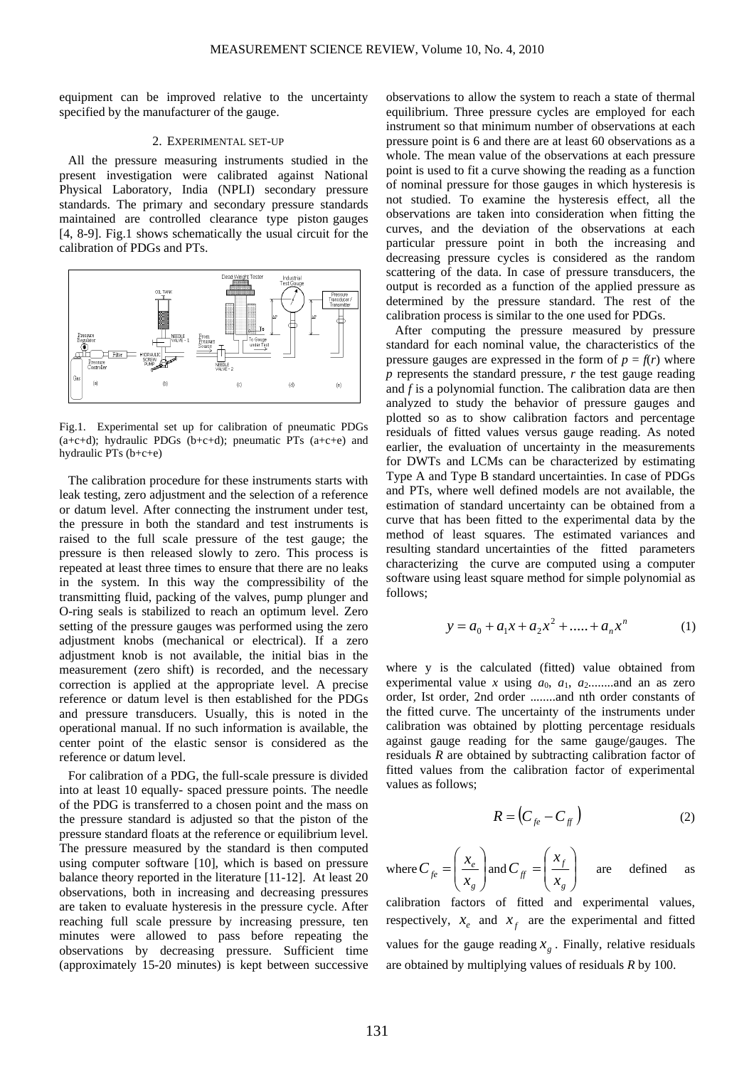equipment can be improved relative to the uncertainty specified by the manufacturer of the gauge.

## 2. Experimental set-up

All the pressure measuring instruments studied in the present investigation were calibrated against National Physical Laboratory, India (NPLI) secondary pressure standards. The primary and secondary pressure standards maintained are controlled clearance type piston gauges [4, 8-9]. Fig.1 shows schematically the usual circuit for the calibration of PDGs and PTs.

Dead Weight Tester
Industrial Test Gauge
OIL TANK
Pressure Transducer / Transmitter
ΔP
ΔP
Ts
NEEDLE VALVE - 1
From Pressure Source
To Gauge under Test
Pressure Regulator
Filter
HYDRAULIC SCREW PUMP
Pressure Controller
NEEDLE VALVE - 2
Gas
(a)
(b)
(c)
(d)
(e)

Fig.1. Experimental set up for calibration of pneumatic PDGs (a+c+d); hydraulic PDGs (b+c+d); pneumatic PTs (a+c+e) and hydraulic PTs (b+c+e)

The calibration procedure for these instruments starts with leak testing, zero adjustment and the selection of a reference or datum level. After connecting the instrument under test, the pressure in both the standard and test instruments is raised to the full scale pressure of the test gauge; the pressure is then released slowly to zero. This process is repeated at least three times to ensure that there are no leaks in the system. In this way the compressibility of the transmitting fluid, packing of the valves, pump plunger and O-ring seals is stabilized to reach an optimum level. Zero setting of the pressure gauges was performed using the zero adjustment knobs (mechanical or electrical). If a zero adjustment knob is not available, the initial bias in the measurement (zero shift) is recorded, and the necessary correction is applied at the appropriate level. A precise reference or datum level is then established for the PDGs and pressure transducers. Usually, this is noted in the operational manual. If no such information is available, the center point of the elastic sensor is considered as the reference or datum level.

For calibration of a PDG, the full-scale pressure is divided into at least 10 equally- spaced pressure points. The needle of the PDG is transferred to a chosen point and the mass on the pressure standard is adjusted so that the piston of the pressure standard floats at the reference or equilibrium level. The pressure measured by the standard is then computed using computer software [10], which is based on pressure balance theory reported in the literature [11-12]. At least 20 observations, both in increasing and decreasing pressures are taken to evaluate hysteresis in the pressure cycle. After reaching full scale pressure by increasing pressure, ten minutes were allowed to pass before repeating the observations by decreasing pressure. Sufficient time (approximately 15-20 minutes) is kept between successive observations to allow the system to reach a state of thermal equilibrium. Three pressure cycles are employed for each instrument so that minimum number of observations at each pressure point is 6 and there are at least 60 observations as a whole. The mean value of the observations at each pressure point is used to fit a curve showing the reading as a function of nominal pressure for those gauges in which hysteresis is not studied. To examine the hysteresis effect, all the observations are taken into consideration when fitting the curves, and the deviation of the observations at each particular pressure point in both the increasing and decreasing pressure cycles is considered as the random scattering of the data. In case of pressure transducers, the output is recorded as a function of the applied pressure as determined by the pressure standard. The rest of the calibration process is similar to the one used for PDGs.

After computing the pressure measured by pressure standard for each nominal value, the characteristics of the pressure gauges are expressed in the form of $p = f(r)$ where $p$ represents the standard pressure, $r$ the test gauge reading and $f$ is a polynomial function. The calibration data are then analyzed to study the behavior of pressure gauges and plotted so as to show calibration factors and percentage residuals of fitted values versus gauge reading. As noted earlier, the evaluation of uncertainty in the measurements for DWTs and LCMs can be characterized by estimating Type A and Type B standard uncertainties. In case of PDGs and PTs, where well defined models are not available, the estimation of standard uncertainty can be obtained from a curve that has been fitted to the experimental data by the method of least squares. The estimated variances and resulting standard uncertainties of the fitted parameters characterizing the curve are computed using a computer software using least square method for simple polynomial as follows;

$$y = a_0 + a_1 x + a_2 x^2 + ..... + a_n x^n \tag{1}$$

where y is the calculated (fitted) value obtained from experimental value $x$ using $a_0$, $a_1$, $a_2$........and an as zero order, Ist order, 2nd order ........and nth order constants of the fitted curve. The uncertainty of the instruments under calibration was obtained by plotting percentage residuals against gauge reading for the same gauge/gauges. The residuals $R$ are obtained by subtracting calibration factor of fitted values from the calibration factor of experimental values as follows;

$$R = \left(C_{fe} - C_{ff}\right) \tag{2}$$

where $C_{fe} = \left(\dfrac{x_e}{x_g}\right)$ and $C_{ff} = \left(\dfrac{x_f}{x_g}\right)$ are defined as calibration factors of fitted and experimental values, respectively, $x_e$ and $x_f$ are the experimental and fitted values for the gauge reading $x_g$. Finally, relative residuals are obtained by multiplying values of residuals $R$ by 100.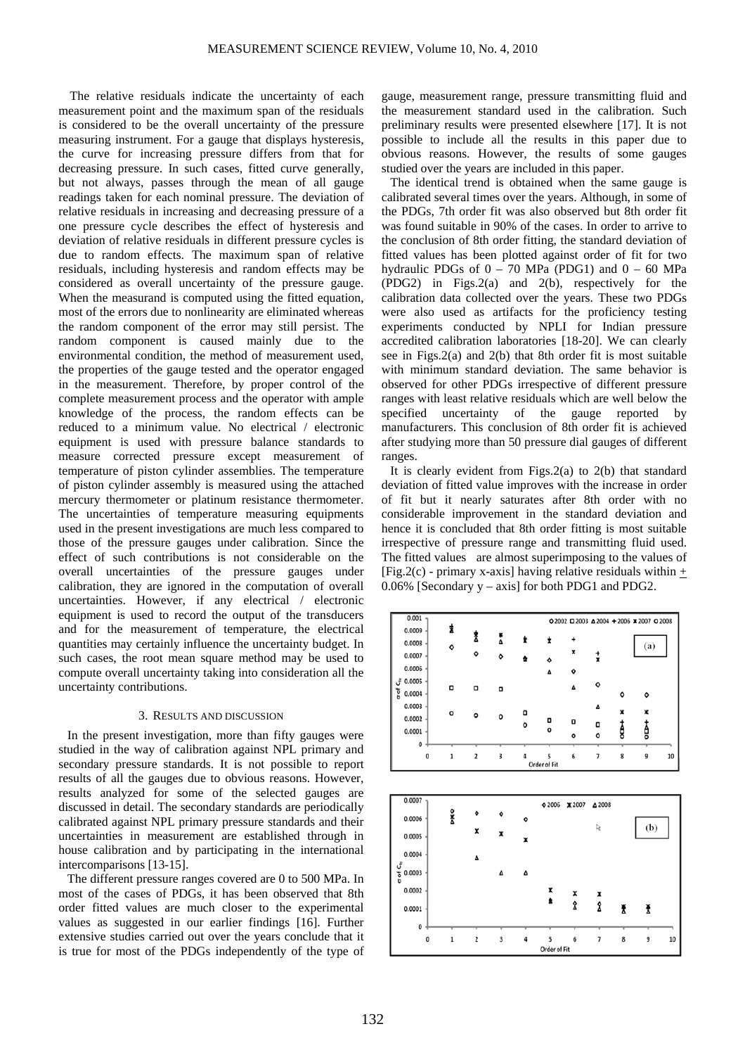The relative residuals indicate the uncertainty of each measurement point and the maximum span of the residuals is considered to be the overall uncertainty of the pressure measuring instrument. For a gauge that displays hysteresis, the curve for increasing pressure differs from that for decreasing pressure. In such cases, fitted curve generally, but not always, passes through the mean of all gauge readings taken for each nominal pressure. The deviation of relative residuals in increasing and decreasing pressure of a one pressure cycle describes the effect of hysteresis and deviation of relative residuals in different pressure cycles is due to random effects. The maximum span of relative residuals, including hysteresis and random effects may be considered as overall uncertainty of the pressure gauge. When the measurand is computed using the fitted equation, most of the errors due to nonlinearity are eliminated whereas the random component of the error may still persist. The random component is caused mainly due to the environmental condition, the method of measurement used, the properties of the gauge tested and the operator engaged in the measurement. Therefore, by proper control of the complete measurement process and the operator with ample knowledge of the process, the random effects can be reduced to a minimum value. No electrical / electronic equipment is used with pressure balance standards to measure corrected pressure except measurement of temperature of piston cylinder assemblies. The temperature of piston cylinder assembly is measured using the attached mercury thermometer or platinum resistance thermometer. The uncertainties of temperature measuring equipments used in the present investigations are much less compared to those of the pressure gauges under calibration. Since the effect of such contributions is not considerable on the overall uncertainties of the pressure gauges under calibration, they are ignored in the computation of overall uncertainties. However, if any electrical / electronic equipment is used to record the output of the transducers and for the measurement of temperature, the electrical quantities may certainly influence the uncertainty budget. In such cases, the root mean square method may be used to compute overall uncertainty taking into consideration all the uncertainty contributions.

## 3. Results and discussion

In the present investigation, more than fifty gauges were studied in the way of calibration against NPL primary and secondary pressure standards. It is not possible to report results of all the gauges due to obvious reasons. However, results analyzed for some of the selected gauges are discussed in detail. The secondary standards are periodically calibrated against NPL primary pressure standards and their uncertainties in measurement are established through in house calibration and by participating in the international intercomparisons [13-15].

The different pressure ranges covered are 0 to 500 MPa. In most of the cases of PDGs, it has been observed that 8th order fitted values are much closer to the experimental values as suggested in our earlier findings [16]. Further extensive studies carried out over the years conclude that it is true for most of the PDGs independently of the type of gauge, measurement range, pressure transmitting fluid and the measurement standard used in the calibration. Such preliminary results were presented elsewhere [17]. It is not possible to include all the results in this paper due to obvious reasons. However, the results of some gauges studied over the years are included in this paper.

The identical trend is obtained when the same gauge is calibrated several times over the years. Although, in some of the PDGs, 7th order fit was also observed but 8th order fit was found suitable in 90% of the cases. In order to arrive to the conclusion of 8th order fitting, the standard deviation of fitted values has been plotted against order of fit for two hydraulic PDGs of 0 – 70 MPa (PDG1) and 0 – 60 MPa (PDG2) in Figs.2(a) and 2(b), respectively for the calibration data collected over the years. These two PDGs were also used as artifacts for the proficiency testing experiments conducted by NPLI for Indian pressure accredited calibration laboratories [18-20]. We can clearly see in Figs.2(a) and 2(b) that 8th order fit is most suitable with minimum standard deviation. The same behavior is observed for other PDGs irrespective of different pressure ranges with least relative residuals which are well below the specified uncertainty of the gauge reported by manufacturers. This conclusion of 8th order fit is achieved after studying more than 50 pressure dial gauges of different ranges.

It is clearly evident from Figs.2(a) to 2(b) that standard deviation of fitted value improves with the increase in order of fit but it nearly saturates after 8th order with no considerable improvement in the standard deviation and hence it is concluded that 8th order fitting is most suitable irrespective of pressure range and transmitting fluid used. The fitted values are almost superimposing to the values of [Fig.2(c) - primary x-axis] having relative residuals within ± 0.06% [Secondary y – axis] for both PDG1 and PDG2.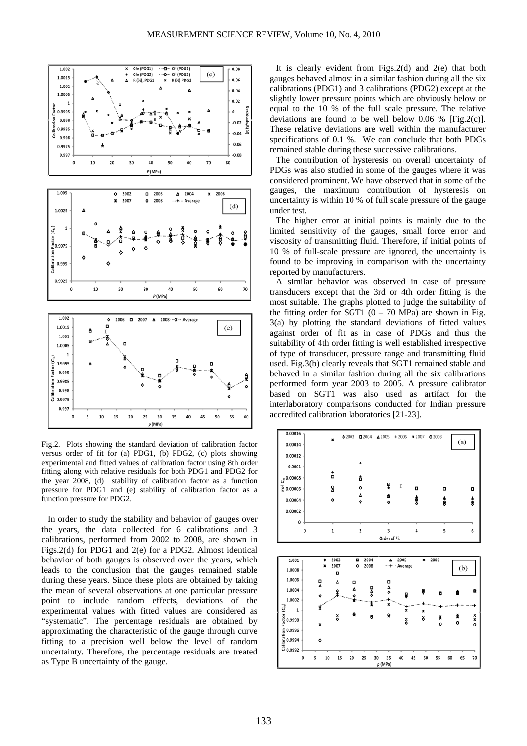Fig.2. Plots showing the standard deviation of calibration factor versus order of fit for (a) PDG1, (b) PDG2, (c) plots showing experimental and fitted values of calibration factor using 8th order fitting along with relative residuals for both PDG1 and PDG2 for the year 2008, (d) stability of calibration factor as a function pressure for PDG1 and (e) stability of calibration factor as a function pressure for PDG2.

In order to study the stability and behavior of gauges over the years, the data collected for 6 calibrations and 3 calibrations, performed from 2002 to 2008, are shown in Figs.2(d) for PDG1 and 2(e) for a PDG2. Almost identical behavior of both gauges is observed over the years, which leads to the conclusion that the gauges remained stable during these years. Since these plots are obtained by taking the mean of several observations at one particular pressure point to include random effects, deviations of the experimental values with fitted values are considered as "systematic". The percentage residuals are obtained by approximating the characteristic of the gauge through curve fitting to a precision well below the level of random uncertainty. Therefore, the percentage residuals are treated as Type B uncertainty of the gauge.

It is clearly evident from Figs.2(d) and 2(e) that both gauges behaved almost in a similar fashion during all the six calibrations (PDG1) and 3 calibrations (PDG2) except at the slightly lower pressure points which are obviously below or equal to the 10 % of the full scale pressure. The relative deviations are found to be well below 0.06 % [Fig.2(c)]. These relative deviations are well within the manufacturer specifications of 0.1 %. We can conclude that both PDGs remained stable during these successive calibrations.

The contribution of hysteresis on overall uncertainty of PDGs was also studied in some of the gauges where it was considered prominent. We have observed that in some of the gauges, the maximum contribution of hysteresis on uncertainty is within 10 % of full scale pressure of the gauge under test.

The higher error at initial points is mainly due to the limited sensitivity of the gauges, small force error and viscosity of transmitting fluid. Therefore, if initial points of 10 % of full-scale pressure are ignored, the uncertainty is found to be improving in comparison with the uncertainty reported by manufacturers.

A similar behavior was observed in case of pressure transducers except that the 3rd or 4th order fitting is the most suitable. The graphs plotted to judge the suitability of the fitting order for SGT1 (0 – 70 MPa) are shown in Fig. 3(a) by plotting the standard deviations of fitted values against order of fit as in case of PDGs and thus the suitability of 4th order fitting is well established irrespective of type of transducer, pressure range and transmitting fluid used. Fig.3(b) clearly reveals that SGT1 remained stable and behaved in a similar fashion during all the six calibrations performed form year 2003 to 2005. A pressure calibrator based on SGT1 was also used as artifact for the interlaboratory comparisons conducted for Indian pressure accredited calibration laboratories [21-23].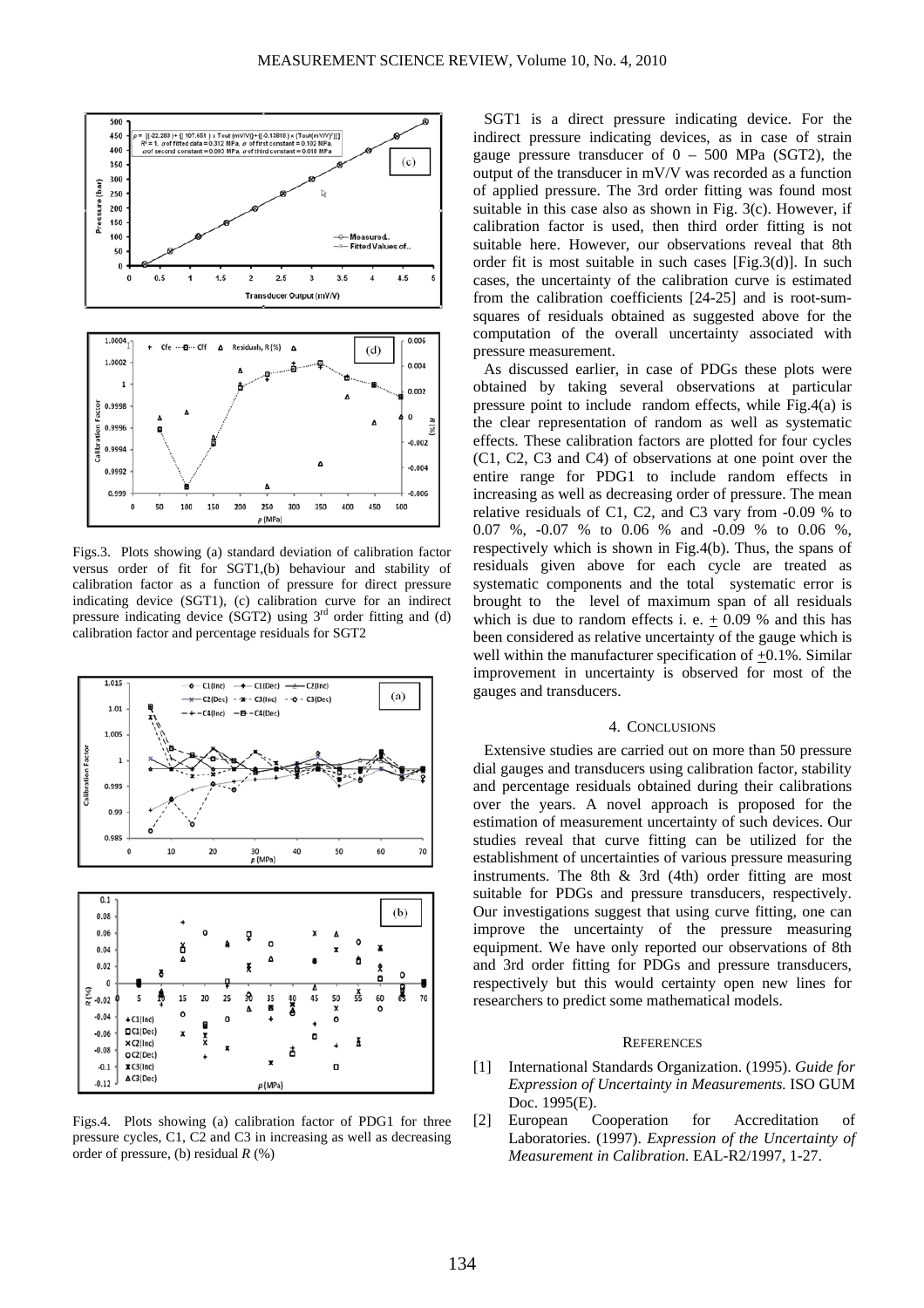Figs.3. Plots showing (a) standard deviation of calibration factor versus order of fit for SGT1,(b) behaviour and stability of calibration factor as a function of pressure for direct pressure indicating device (SGT1), (c) calibration curve for an indirect pressure indicating device (SGT2) using 3[rd] order fitting and (d) calibration factor and percentage residuals for SGT2

Figs.4. Plots showing (a) calibration factor of PDG1 for three pressure cycles, C1, C2 and C3 in increasing as well as decreasing order of pressure, (b) residual *R* (%)

SGT1 is a direct pressure indicating device. For the indirect pressure indicating devices, as in case of strain gauge pressure transducer of 0 – 500 MPa (SGT2), the output of the transducer in mV/V was recorded as a function of applied pressure. The 3rd order fitting was found most suitable in this case also as shown in Fig. 3(c). However, if calibration factor is used, then third order fitting is not suitable here. However, our observations reveal that 8th order fit is most suitable in such cases [Fig.3(d)]. In such cases, the uncertainty of the calibration curve is estimated from the calibration coefficients [24-25] and is root-sum-squares of residuals obtained as suggested above for the computation of the overall uncertainty associated with pressure measurement.

As discussed earlier, in case of PDGs these plots were obtained by taking several observations at particular pressure point to include random effects, while Fig.4(a) is the clear representation of random as well as systematic effects. These calibration factors are plotted for four cycles (C1, C2, C3 and C4) of observations at one point over the entire range for PDG1 to include random effects in increasing as well as decreasing order of pressure. The mean relative residuals of C1, C2, and C3 vary from -0.09 % to 0.07 %, -0.07 % to 0.06 % and -0.09 % to 0.06 %, respectively which is shown in Fig.4(b). Thus, the spans of residuals given above for each cycle are treated as systematic components and the total systematic error is brought to the level of maximum span of all residuals which is due to random effects i. e. $\pm$ 0.09 % and this has been considered as relative uncertainty of the gauge which is well within the manufacturer specification of $\pm$0.1%. Similar improvement in uncertainty is observed for most of the gauges and transducers.

## 4. CONCLUSIONS

Extensive studies are carried out on more than 50 pressure dial gauges and transducers using calibration factor, stability and percentage residuals obtained during their calibrations over the years. A novel approach is proposed for the estimation of measurement uncertainty of such devices. Our studies reveal that curve fitting can be utilized for the establishment of uncertainties of various pressure measuring instruments. The 8th & 3rd (4th) order fitting are most suitable for PDGs and pressure transducers, respectively. Our investigations suggest that using curve fitting, one can improve the uncertainty of the pressure measuring equipment. We have only reported our observations of 8th and 3rd order fitting for PDGs and pressure transducers, respectively but this would certainty open new lines for researchers to predict some mathematical models.

## REFERENCES

[1] International Standards Organization. (1995). *Guide for Expression of Uncertainty in Measurements.* ISO GUM Doc. 1995(E).

[2] European Cooperation for Accreditation of Laboratories. (1997). *Expression of the Uncertainty of Measurement in Calibration.* EAL-R2/1997, 1-27.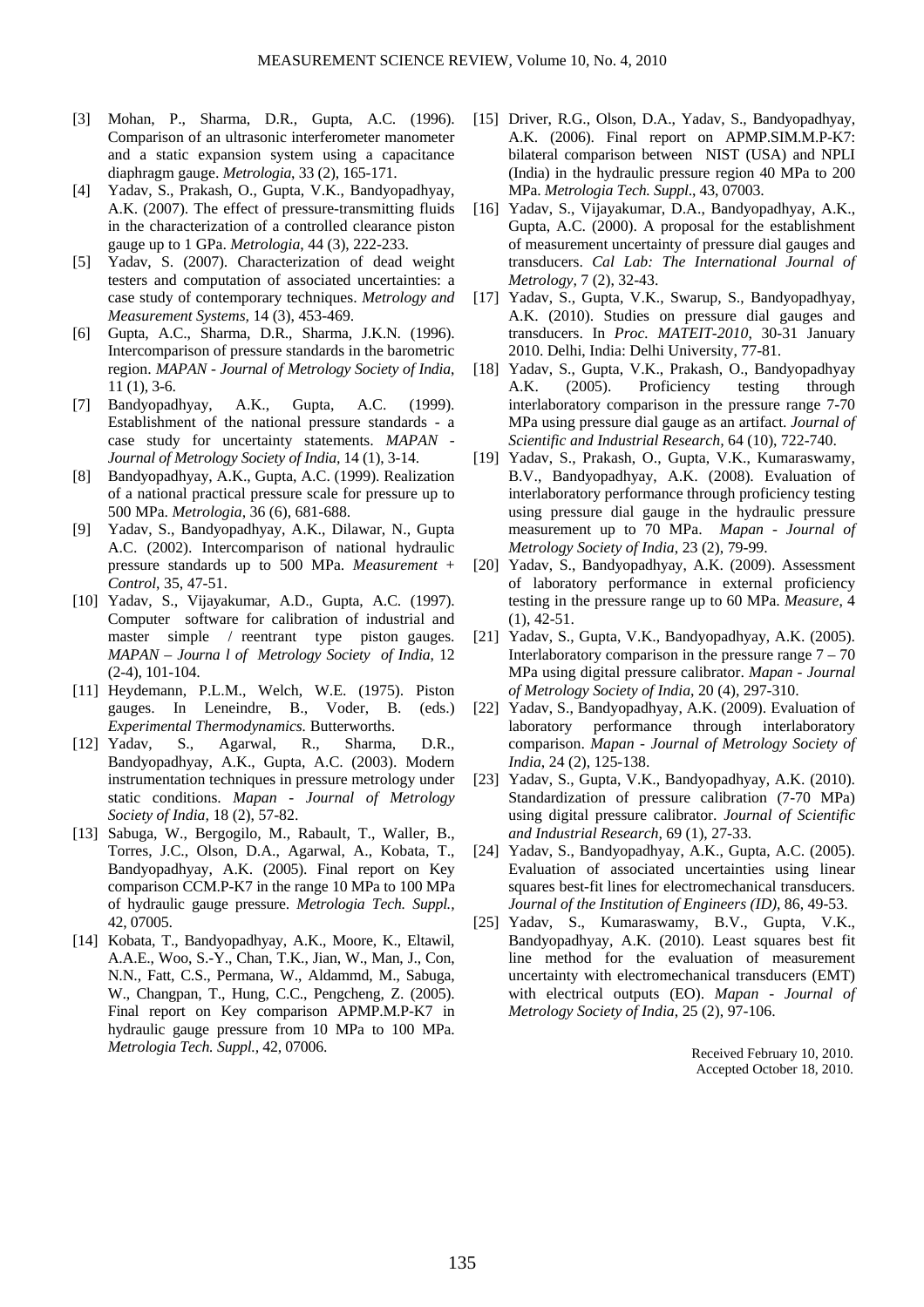[3] Mohan, P., Sharma, D.R., Gupta, A.C. (1996). Comparison of an ultrasonic interferometer manometer and a static expansion system using a capacitance diaphragm gauge. *Metrologia*, 33 (2), 165-171.

[4] Yadav, S., Prakash, O., Gupta, V.K., Bandyopadhyay, A.K. (2007). The effect of pressure-transmitting fluids in the characterization of a controlled clearance piston gauge up to 1 GPa. *Metrologia*, 44 (3), 222-233.

[5] Yadav, S. (2007). Characterization of dead weight testers and computation of associated uncertainties: a case study of contemporary techniques. *Metrology and Measurement Systems*, 14 (3), 453-469.

[6] Gupta, A.C., Sharma, D.R., Sharma, J.K.N. (1996). Intercomparison of pressure standards in the barometric region. *MAPAN - Journal of Metrology Society of India*, 11 (1), 3-6.

[7] Bandyopadhyay, A.K., Gupta, A.C. (1999). Establishment of the national pressure standards - a case study for uncertainty statements. *MAPAN - Journal of Metrology Society of India*, 14 (1), 3-14.

[8] Bandyopadhyay, A.K., Gupta, A.C. (1999). Realization of a national practical pressure scale for pressure up to 500 MPa. *Metrologia*, 36 (6), 681-688.

[9] Yadav, S., Bandyopadhyay, A.K., Dilawar, N., Gupta A.C. (2002). Intercomparison of national hydraulic pressure standards up to 500 MPa. *Measurement + Control*, 35, 47-51.

[10] Yadav, S., Vijayakumar, A.D., Gupta, A.C. (1997). Computer software for calibration of industrial and master simple / reentrant type piston gauges. *MAPAN – Journa l of Metrology Society of India*, 12 (2-4), 101-104.

[11] Heydemann, P.L.M., Welch, W.E. (1975). Piston gauges. In Leneindre, B., Voder, B. (eds.) *Experimental Thermodynamics.* Butterworths.

[12] Yadav, S., Agarwal, R., Sharma, D.R., Bandyopadhyay, A.K., Gupta, A.C. (2003). Modern instrumentation techniques in pressure metrology under static conditions. *Mapan - Journal of Metrology Society of India*, 18 (2), 57-82.

[13] Sabuga, W., Bergogilo, M., Rabault, T., Waller, B., Torres, J.C., Olson, D.A., Agarwal, A., Kobata, T., Bandyopadhyay, A.K. (2005). Final report on Key comparison CCM.P-K7 in the range 10 MPa to 100 MPa of hydraulic gauge pressure. *Metrologia Tech. Suppl.*, 42, 07005.

[14] Kobata, T., Bandyopadhyay, A.K., Moore, K., Eltawil, A.A.E., Woo, S.-Y., Chan, T.K., Jian, W., Man, J., Con, N.N., Fatt, C.S., Permana, W., Aldammd, M., Sabuga, W., Changpan, T., Hung, C.C., Pengcheng, Z. (2005). Final report on Key comparison APMP.M.P-K7 in hydraulic gauge pressure from 10 MPa to 100 MPa. *Metrologia Tech. Suppl.*, 42, 07006.

[15] Driver, R.G., Olson, D.A., Yadav, S., Bandyopadhyay, A.K. (2006). Final report on APMP.SIM.M.P-K7: bilateral comparison between NIST (USA) and NPLI (India) in the hydraulic pressure region 40 MPa to 200 MPa. *Metrologia Tech. Suppl*., 43, 07003.

[16] Yadav, S., Vijayakumar, D.A., Bandyopadhyay, A.K., Gupta, A.C. (2000). A proposal for the establishment of measurement uncertainty of pressure dial gauges and transducers. *Cal Lab: The International Journal of Metrology*, 7 (2), 32-43.

[17] Yadav, S., Gupta, V.K., Swarup, S., Bandyopadhyay, A.K. (2010). Studies on pressure dial gauges and transducers. In *Proc. MATEIT-2010*, 30-31 January 2010. Delhi, India: Delhi University, 77-81.

[18] Yadav, S., Gupta, V.K., Prakash, O., Bandyopadhyay A.K. (2005). Proficiency testing through interlaboratory comparison in the pressure range 7-70 MPa using pressure dial gauge as an artifact. *Journal of Scientific and Industrial Research*, 64 (10), 722-740.

[19] Yadav, S., Prakash, O., Gupta, V.K., Kumaraswamy, B.V., Bandyopadhyay, A.K. (2008). Evaluation of interlaboratory performance through proficiency testing using pressure dial gauge in the hydraulic pressure measurement up to 70 MPa. *Mapan - Journal of Metrology Society of India*, 23 (2), 79-99.

[20] Yadav, S., Bandyopadhyay, A.K. (2009). Assessment of laboratory performance in external proficiency testing in the pressure range up to 60 MPa. *Measure*, 4 (1), 42-51.

[21] Yadav, S., Gupta, V.K., Bandyopadhyay, A.K. (2005). Interlaboratory comparison in the pressure range 7 – 70 MPa using digital pressure calibrator. *Mapan - Journal of Metrology Society of India*, 20 (4), 297-310.

[22] Yadav, S., Bandyopadhyay, A.K. (2009). Evaluation of laboratory performance through interlaboratory comparison. *Mapan - Journal of Metrology Society of India*, 24 (2), 125-138.

[23] Yadav, S., Gupta, V.K., Bandyopadhyay, A.K. (2010). Standardization of pressure calibration (7-70 MPa) using digital pressure calibrator. *Journal of Scientific and Industrial Research*, 69 (1), 27-33.

[24] Yadav, S., Bandyopadhyay, A.K., Gupta, A.C. (2005). Evaluation of associated uncertainties using linear squares best-fit lines for electromechanical transducers. *Journal of the Institution of Engineers (ID)*, 86, 49-53.

[25] Yadav, S., Kumaraswamy, B.V., Gupta, V.K., Bandyopadhyay, A.K. (2010). Least squares best fit line method for the evaluation of measurement uncertainty with electromechanical transducers (EMT) with electrical outputs (EO). *Mapan - Journal of Metrology Society of India*, 25 (2), 97-106.

Received February 10, 2010.
Accepted October 18, 2010.